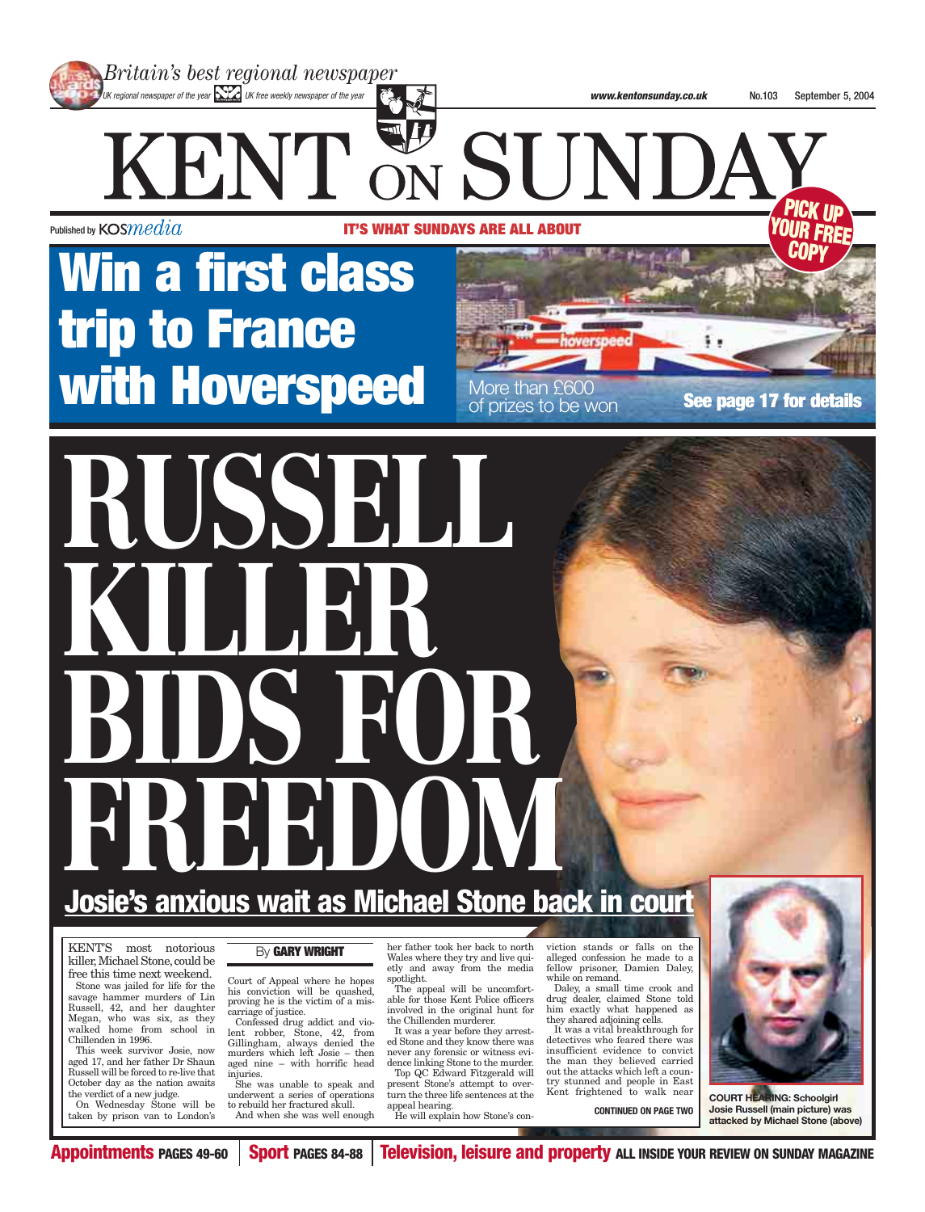*Britain's best regional newspaper*

UK regional newspaper of the year · UK free weekly newspaper of the year

www.kentonsunday.co.uk · No.103 · September 5, 2004

# KENT ON SUNDAY

Published by KOS*media* · IT'S WHAT SUNDAYS ARE ALL ABOUT · PICK UP YOUR FREE COPY

## Win a first class trip to France with Hoverspeed

More than £600 of prizes to be won

**See page 17 for details**

# RUSSELL KILLER BIDS FOR FREEDOM

## Josie's anxious wait as Michael Stone back in court

By **GARY WRIGHT**

KENT'S most notorious killer, Michael Stone, could be free this time next weekend.

Stone was jailed for life for the savage hammer murders of Lin Russell, 42, and her daughter Megan, who was six, as they walked home from school in Chillenden in 1996.

This week survivor Josie, now aged 17, and her father Dr Shaun Russell will be forced to re-live that October day as the nation awaits the verdict of a new judge.

On Wednesday Stone will be taken by prison van to London's Court of Appeal where he hopes his conviction will be quashed, proving he is the victim of a miscarriage of justice.

Confessed drug addict and violent robber, Stone, 42, from Gillingham, always denied the murders which left Josie – then aged nine – with horrific head injuries.

She was unable to speak and underwent a series of operations to rebuild her fractured skull.

And when she was well enough her father took her back to north Wales where they try and live quietly and away from the media spotlight.

The appeal will be uncomfortable for those Kent Police officers involved in the original hunt for the Chillenden murderer.

It was a year before they arrested Stone and they know there was never any forensic or witness evidence linking Stone to the murder.

Top QC Edward Fitzgerald will present Stone's attempt to overturn the three life sentences at the appeal hearing.

He will explain how Stone's conviction stands or falls on the alleged confession he made to a fellow prisoner, Damien Daley, while on remand.

Daley, a small time crook and drug dealer, claimed Stone told him exactly what happened as they shared adjoining cells.

It was a vital breakthrough for detectives who feared there was insufficient evidence to convict out the man they believed carried out the attacks which left a country stunned and people in East Kent frightened to walk near

**CONTINUED ON PAGE TWO**

**COURT HEARING: Schoolgirl Josie Russell (main picture) was attacked by Michael Stone (above)**

**Appointments** PAGES 49-60 | **Sport** PAGES 84-88 | **Television, leisure and property** ALL INSIDE YOUR REVIEW ON SUNDAY MAGAZINE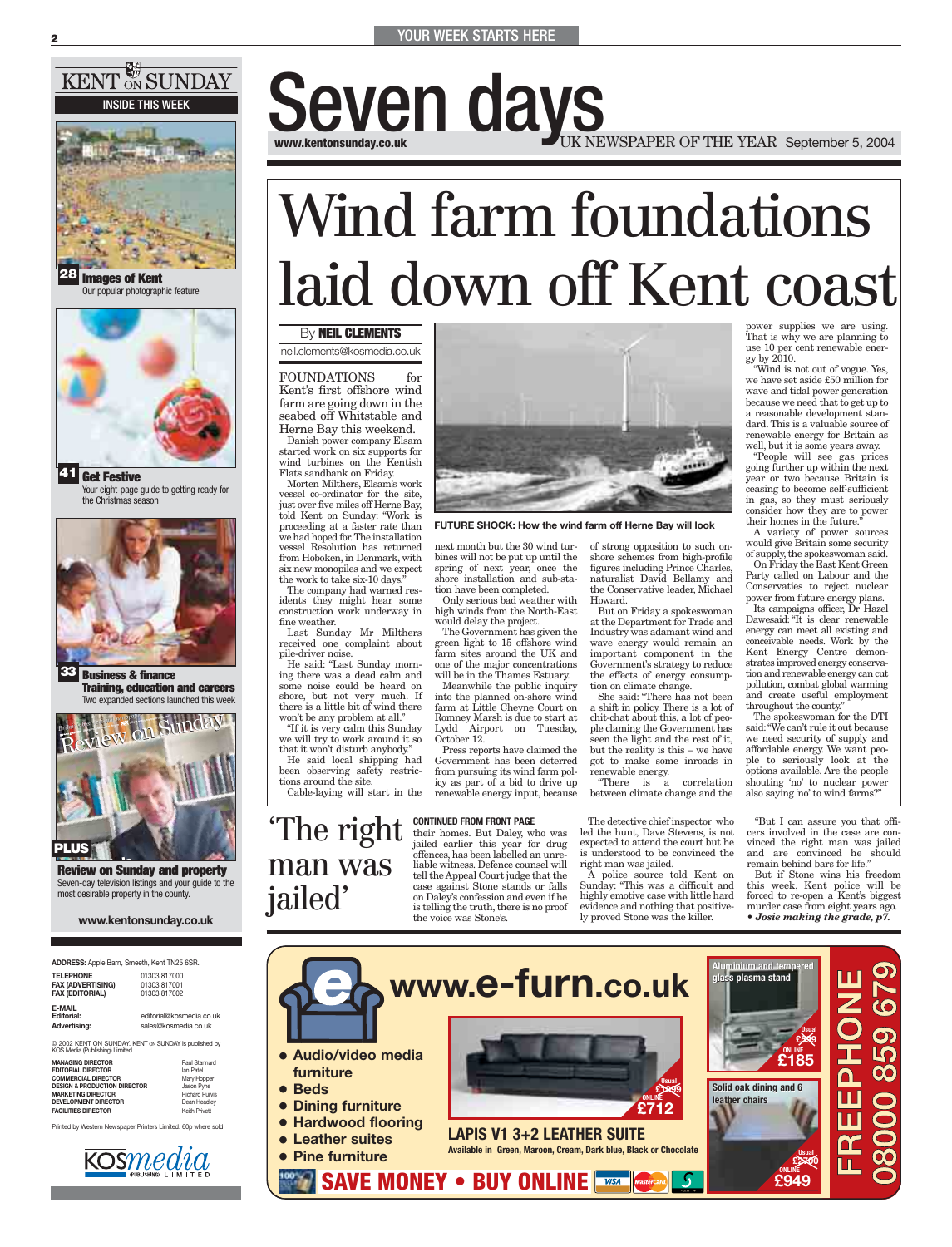YOUR WEEK STARTS HERE

KENT ON SUNDAY

INSIDE THIS WEEK

**28 Images of Kent**
Our popular photographic feature

**41 Get Festive**
Your eight-page guide to getting ready for the Christmas season

**33 Business & finance**
**Training, education and careers**
Two expanded sections launched this week

**PLUS**
**Review on Sunday and property**
Seven-day television listings and your guide to the most desirable property in the county.

**www.kentonsunday.co.uk**

**ADDRESS:** Apple Barn, Smeeth, Kent TN25 6SR.

**TELEPHONE** 01303 817000
**FAX (ADVERTISING)** 01303 817001
**FAX (EDITORIAL)** 01303 817002

**E-MAIL**
**Editorial:** editorial@kosmedia.co.uk
**Advertising:** sales@kosmedia.co.uk

© 2002 KENT ON SUNDAY. KENT ON SUNDAY is published by KOS Media (Publishing) Limited.

| | |
|---|---|
| MANAGING DIRECTOR | Paul Stannard |
| EDITORIAL DIRECTOR | Ian Patel |
| COMMERCIAL DIRECTOR | Mary Hopper |
| DESIGN & PRODUCTION DIRECTOR | Jason Pyne |
| MARKETING DIRECTOR | Richard Purvis |
| DEVELOPMENT DIRECTOR | Dean Headley |
| FACILITIES DIRECTOR | Keith Privett |

Printed by Western Newspaper Printers Limited. 60p where sold.

KOSmedia PUBLISHING LIMITED

# Seven days

www.kentonsunday.co.uk UK NEWSPAPER OF THE YEAR September 5, 2004

# Wind farm foundations laid down off Kent coast

By **NEIL CLEMENTS**
neil.clements@kosmedia.co.uk

FOUNDATIONS for Kent's first offshore wind farm are going down in the seabed off Whitstable and Herne Bay this weekend.

Danish power company Elsam started work on six supports for wind turbines on the Kentish Flats sandbank on Friday.

Morten Milthers, Elsam's work vessel co-ordinator for the site, just over five miles off Herne Bay, told Kent on Sunday: "Work is proceeding at a faster rate than we had hoped for. The installation vessel Resolution has returned from Hoboken, in Denmark, with six new monopiles and we expect the work to take six-10 days."

The company had warned residents they might hear some construction work underway in fine weather.

Last Sunday Mr Milthers received one complaint about pile-driver noise.

He said: "Last Sunday morning there was a dead calm and some noise could be heard on shore, but not very much. If there is a little bit of wind there won't be any problem at all."

"If it is very calm this Sunday we will try to work around it so that it won't disturb anybody."

He said local shipping had been observing safety restrictions around the site.

Cable-laying will start in the next month but the 30 wind turbines will not be put up until the spring of next year, once the shore installation and sub-station have been completed.

Only serious bad weather with high winds from the North-East would delay the project.

The Government has given the green light to 15 offshore wind farm sites around the UK and one of the major concentrations will be in the Thames Estuary.

Meanwhile the public inquiry into the planned on-shore wind farm at Little Cheyne Court on Romney Marsh is due to start at Lydd Airport on Tuesday, October 12.

Press reports have claimed the Government has been deterred from pursuing its wind farm policy as part of a bid to drive up renewable energy input, because of strong opposition to such on-shore schemes from high-profile figures including Prince Charles, naturalist David Bellamy and the Conservative leader, Michael Howard.

But on Friday a spokeswoman at the Department for Trade and Industry was adamant wind and wave energy would remain an important component in the Government's strategy to reduce the effects of energy consumption on climate change.

She said: "There has not been a shift in policy. There is a lot of chit-chat about this, a lot of people claming the Government has seen the light and the rest of it, but the reality is this – we have got to make some inroads in renewable energy.

"There is a correlation between climate change and the power supplies we are using. That is why we are planning to use 10 per cent renewable energy by 2010.

"Wind is not out of vogue. Yes, we have set aside £50 million for wave and tidal power generation because we need that to get up to a reasonable development standard. This is a valuable source of renewable energy for Britain as well, but it is some years away.

"People will see gas prices going further up within the next year or two because Britain is ceasing to become self-sufficient in gas, so they must seriously consider how they are to power their homes in the future."

A variety of power sources would give Britain some security of supply, the spokeswoman said.

On Friday the East Kent Green Party called on Labour and the Conservatives to reject nuclear power from future energy plans.

Its campaigns officer, Dr Hazel Dawesaid: "It is clear renewable energy can meet all existing and conceivable needs. Work by the Kent Energy Centre demonstrates improved energy conservation and renewable energy can cut pollution, combat global warming and create useful employment throughout the county."

The spokeswoman for the DTI said: "We can't rule it out because we need security of supply and affordable energy. We want people to seriously look at the options available. Are the people shouting 'no' to nuclear power also saying 'no' to wind farms?"

**FUTURE SHOCK: How the wind farm off Herne Bay will look**

# 'The right man was jailed'

**CONTINUED FROM FRONT PAGE**

their homes. But Daley, who was jailed earlier this year for drug offences, has been labelled an unreliable witness. Defence counsel will tell the Appeal Court judge that the case against Stone stands or falls on Daley's confession and even if he is telling the truth, there is no proof the voice was Stone's.

The detective chief inspector who led the hunt, Dave Stevens, is not expected to attend the court but he is understood to be convinced the right man was jailed.

A police source told Kent on Sunday: "This was a difficult and highly emotive case with little hard evidence and nothing that positively proved Stone was the killer.

"But I can assure you that officers involved in the case are convinced the right man was jailed and are convinced he should remain behind bars for life."

But if Stone wins his freedom this week, Kent police will be forced to re-open a Kent's biggest murder case from eight years ago.

***• Josie making the grade, p7.***

**www.e-furn.co.uk**

- Audio/video media furniture
- Beds
- Dining furniture
- Hardwood flooring
- Leather suites
- Pine furniture

**LAPIS V1 3+2 LEATHER SUITE**
Available in Green, Maroon, Cream, Dark blue, Black or Chocolate
Usual ~~£1059~~ ONLINE £712

Aluminium and tempered glass plasma stand
Usual ~~£599~~ ONLINE £185

Solid oak dining and 6 leather chairs
Usual ~~£2300~~ ONLINE £949

**SAVE MONEY • BUY ONLINE**

FREEPHONE 08000 859 679